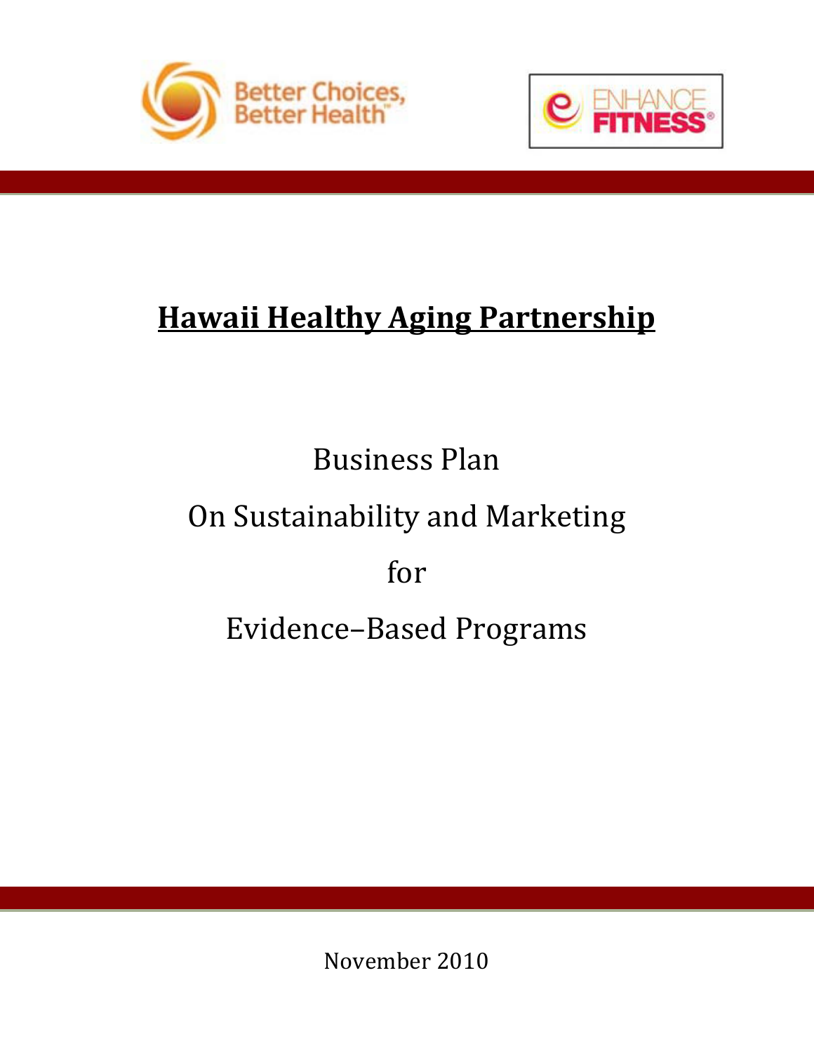Better Choices, Better Health™

ENHANCE FITNESS®

# Hawaii Healthy Aging Partnership

Business Plan

On Sustainability and Marketing

for

Evidence–Based Programs

November 2010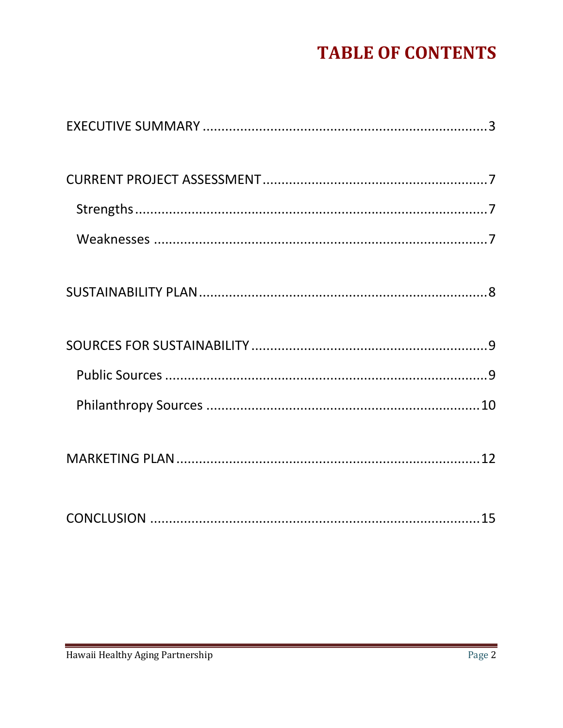# TABLE OF CONTENTS

EXECUTIVE SUMMARY ........................................................................ 3

CURRENT PROJECT ASSESSMENT ........................................................ 7

- Strengths ........................................................................................ 7
- Weaknesses ..................................................................................... 7

SUSTAINABILITY PLAN ........................................................................ 8

SOURCES FOR SUSTAINABILITY ........................................................... 9

- Public Sources .................................................................................. 9
- Philanthropy Sources ...................................................................... 10

MARKETING PLAN ............................................................................. 12

CONCLUSION ..................................................................................... 15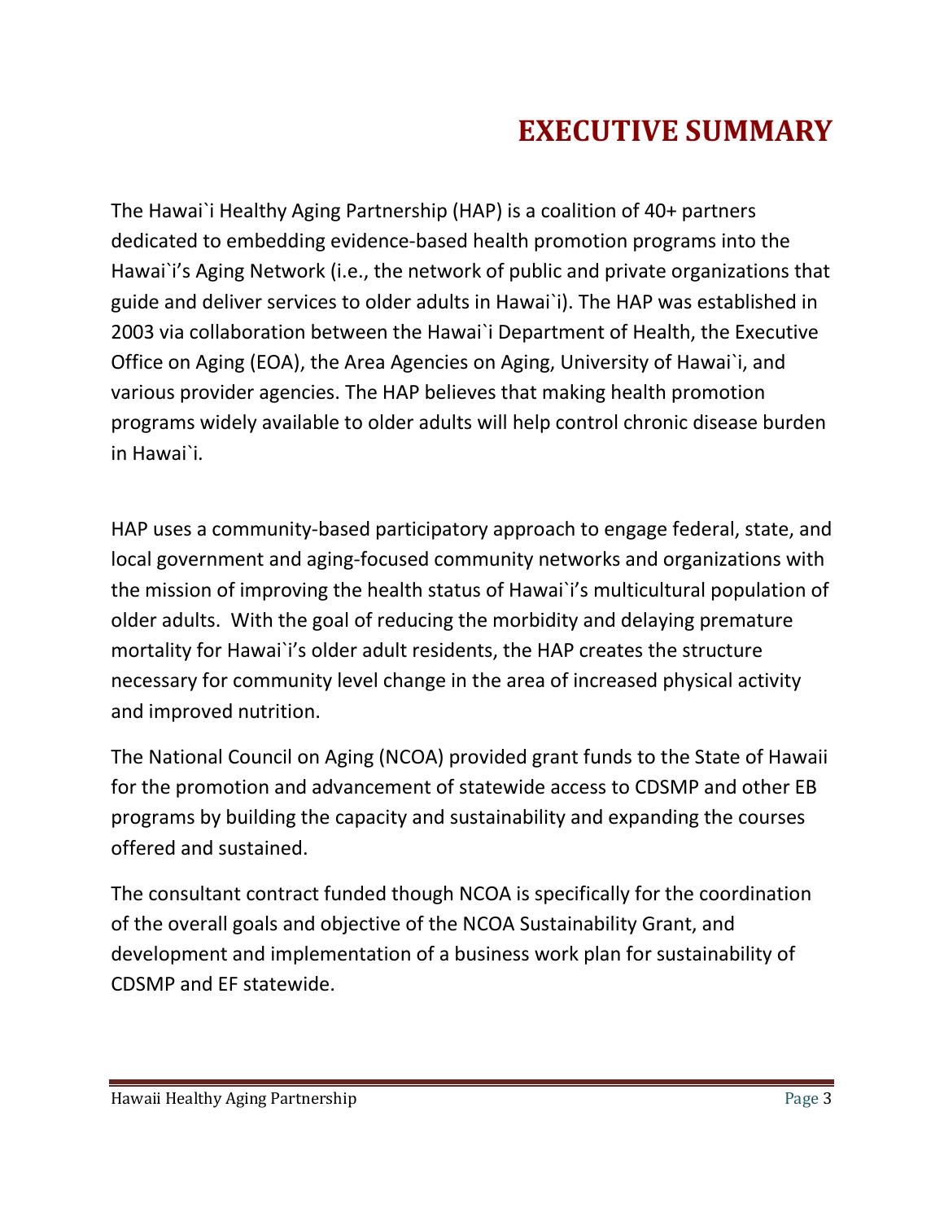# EXECUTIVE SUMMARY

The Hawai`i Healthy Aging Partnership (HAP) is a coalition of 40+ partners dedicated to embedding evidence-based health promotion programs into the Hawai`i's Aging Network (i.e., the network of public and private organizations that guide and deliver services to older adults in Hawai`i). The HAP was established in 2003 via collaboration between the Hawai`i Department of Health, the Executive Office on Aging (EOA), the Area Agencies on Aging, University of Hawai`i, and various provider agencies. The HAP believes that making health promotion programs widely available to older adults will help control chronic disease burden in Hawai`i.

HAP uses a community-based participatory approach to engage federal, state, and local government and aging-focused community networks and organizations with the mission of improving the health status of Hawai`i's multicultural population of older adults. With the goal of reducing the morbidity and delaying premature mortality for Hawai`i's older adult residents, the HAP creates the structure necessary for community level change in the area of increased physical activity and improved nutrition.

The National Council on Aging (NCOA) provided grant funds to the State of Hawaii for the promotion and advancement of statewide access to CDSMP and other EB programs by building the capacity and sustainability and expanding the courses offered and sustained.

The consultant contract funded though NCOA is specifically for the coordination of the overall goals and objective of the NCOA Sustainability Grant, and development and implementation of a business work plan for sustainability of CDSMP and EF statewide.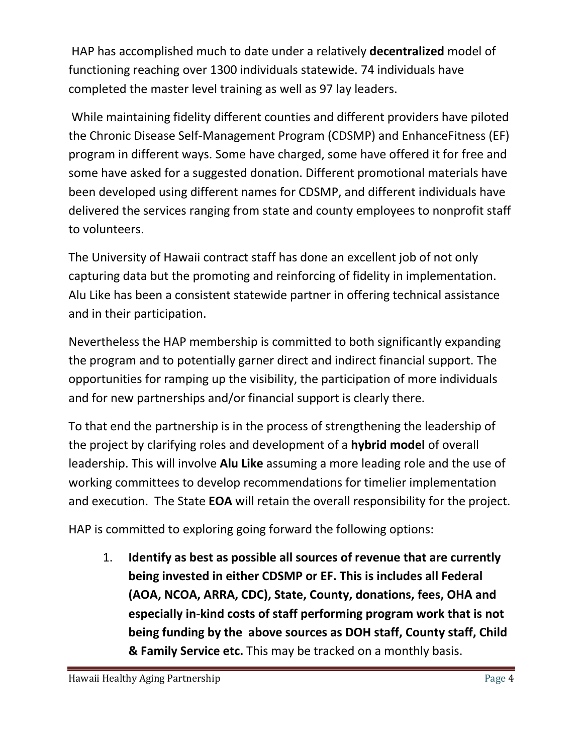HAP has accomplished much to date under a relatively **decentralized** model of functioning reaching over 1300 individuals statewide. 74 individuals have completed the master level training as well as 97 lay leaders.

While maintaining fidelity different counties and different providers have piloted the Chronic Disease Self-Management Program (CDSMP) and EnhanceFitness (EF) program in different ways. Some have charged, some have offered it for free and some have asked for a suggested donation. Different promotional materials have been developed using different names for CDSMP, and different individuals have delivered the services ranging from state and county employees to nonprofit staff to volunteers.

The University of Hawaii contract staff has done an excellent job of not only capturing data but the promoting and reinforcing of fidelity in implementation. Alu Like has been a consistent statewide partner in offering technical assistance and in their participation.

Nevertheless the HAP membership is committed to both significantly expanding the program and to potentially garner direct and indirect financial support. The opportunities for ramping up the visibility, the participation of more individuals and for new partnerships and/or financial support is clearly there.

To that end the partnership is in the process of strengthening the leadership of the project by clarifying roles and development of a **hybrid model** of overall leadership. This will involve **Alu Like** assuming a more leading role and the use of working committees to develop recommendations for timelier implementation and execution. The State **EOA** will retain the overall responsibility for the project.

HAP is committed to exploring going forward the following options:

1. **Identify as best as possible all sources of revenue that are currently being invested in either CDSMP or EF. This is includes all Federal (AOA, NCOA, ARRA, CDC), State, County, donations, fees, OHA and especially in-kind costs of staff performing program work that is not being funding by the above sources as DOH staff, County staff, Child & Family Service etc.** This may be tracked on a monthly basis.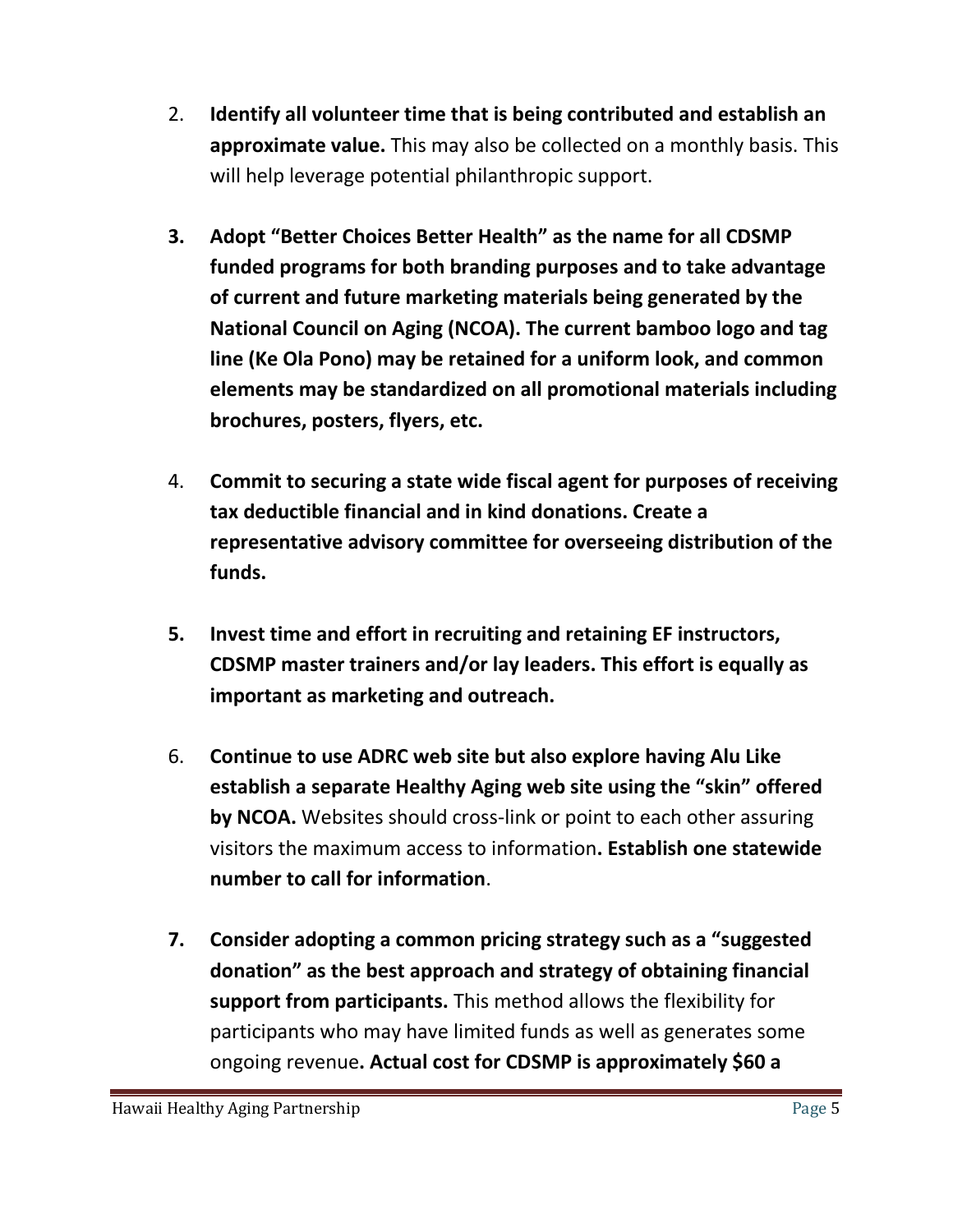2. **Identify all volunteer time that is being contributed and establish an approximate value.** This may also be collected on a monthly basis. This will help leverage potential philanthropic support.

3. **Adopt "Better Choices Better Health" as the name for all CDSMP funded programs for both branding purposes and to take advantage of current and future marketing materials being generated by the National Council on Aging (NCOA). The current bamboo logo and tag line (Ke Ola Pono) may be retained for a uniform look, and common elements may be standardized on all promotional materials including brochures, posters, flyers, etc.**

4. **Commit to securing a state wide fiscal agent for purposes of receiving tax deductible financial and in kind donations. Create a representative advisory committee for overseeing distribution of the funds.**

5. **Invest time and effort in recruiting and retaining EF instructors, CDSMP master trainers and/or lay leaders. This effort is equally as important as marketing and outreach.**

6. **Continue to use ADRC web site but also explore having Alu Like establish a separate Healthy Aging web site using the "skin" offered by NCOA.** Websites should cross-link or point to each other assuring visitors the maximum access to information**. Establish one statewide number to call for information**.

7. **Consider adopting a common pricing strategy such as a "suggested donation" as the best approach and strategy of obtaining financial support from participants.** This method allows the flexibility for participants who may have limited funds as well as generates some ongoing revenue**. Actual cost for CDSMP is approximately $60 a**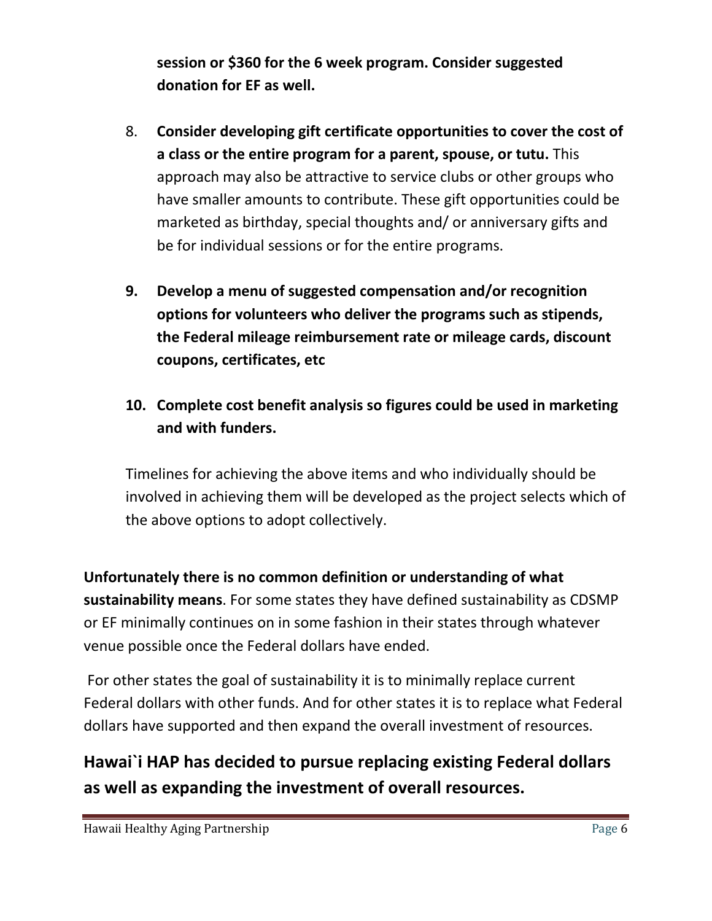**session or $360 for the 6 week program. Consider suggested donation for EF as well.**

8. **Consider developing gift certificate opportunities to cover the cost of a class or the entire program for a parent, spouse, or tutu.** This approach may also be attractive to service clubs or other groups who have smaller amounts to contribute. These gift opportunities could be marketed as birthday, special thoughts and/ or anniversary gifts and be for individual sessions or for the entire programs.

9. **Develop a menu of suggested compensation and/or recognition options for volunteers who deliver the programs such as stipends, the Federal mileage reimbursement rate or mileage cards, discount coupons, certificates, etc**

10. **Complete cost benefit analysis so figures could be used in marketing and with funders.**

Timelines for achieving the above items and who individually should be involved in achieving them will be developed as the project selects which of the above options to adopt collectively.

**Unfortunately there is no common definition or understanding of what sustainability means**. For some states they have defined sustainability as CDSMP or EF minimally continues on in some fashion in their states through whatever venue possible once the Federal dollars have ended.

For other states the goal of sustainability it is to minimally replace current Federal dollars with other funds. And for other states it is to replace what Federal dollars have supported and then expand the overall investment of resources.

## Hawai`i HAP has decided to pursue replacing existing Federal dollars as well as expanding the investment of overall resources.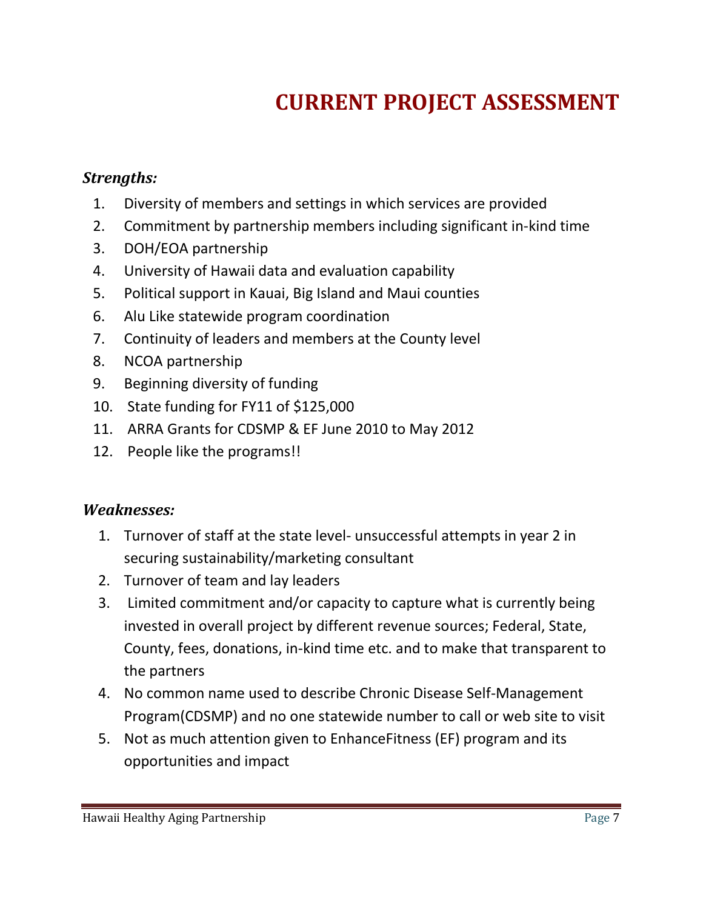# CURRENT PROJECT ASSESSMENT

***Strengths:***

1. Diversity of members and settings in which services are provided
2. Commitment by partnership members including significant in-kind time
3. DOH/EOA partnership
4. University of Hawaii data and evaluation capability
5. Political support in Kauai, Big Island and Maui counties
6. Alu Like statewide program coordination
7. Continuity of leaders and members at the County level
8. NCOA partnership
9. Beginning diversity of funding
10. State funding for FY11 of $125,000
11. ARRA Grants for CDSMP & EF June 2010 to May 2012
12. People like the programs!!

***Weaknesses:***

1. Turnover of staff at the state level- unsuccessful attempts in year 2 in securing sustainability/marketing consultant
2. Turnover of team and lay leaders
3. Limited commitment and/or capacity to capture what is currently being invested in overall project by different revenue sources; Federal, State, County, fees, donations, in-kind time etc. and to make that transparent to the partners
4. No common name used to describe Chronic Disease Self-Management Program(CDSMP) and no one statewide number to call or web site to visit
5. Not as much attention given to EnhanceFitness (EF) program and its opportunities and impact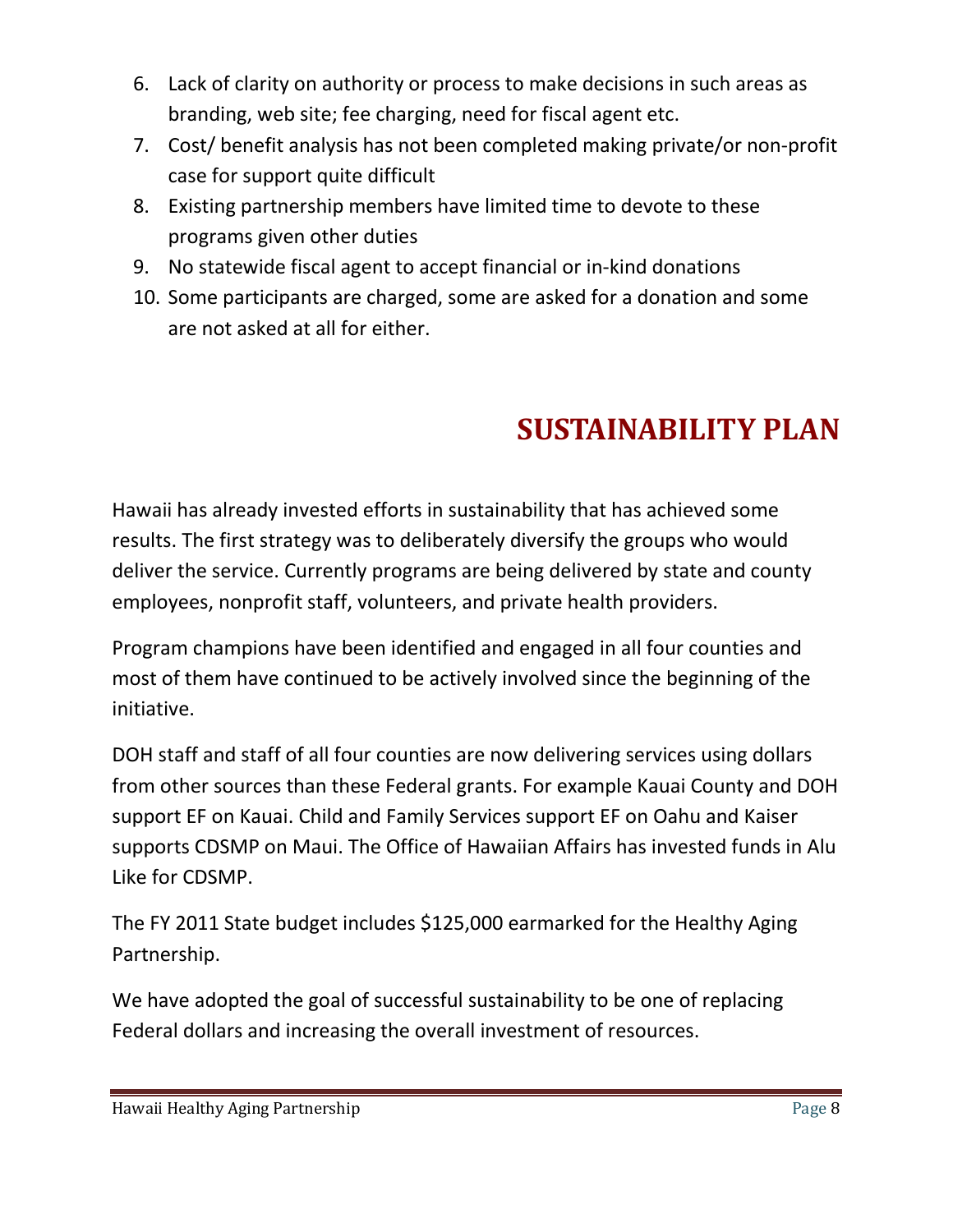6. Lack of clarity on authority or process to make decisions in such areas as branding, web site; fee charging, need for fiscal agent etc.
7. Cost/ benefit analysis has not been completed making private/or non-profit case for support quite difficult
8. Existing partnership members have limited time to devote to these programs given other duties
9. No statewide fiscal agent to accept financial or in-kind donations
10. Some participants are charged, some are asked for a donation and some are not asked at all for either.

# SUSTAINABILITY PLAN

Hawaii has already invested efforts in sustainability that has achieved some results. The first strategy was to deliberately diversify the groups who would deliver the service. Currently programs are being delivered by state and county employees, nonprofit staff, volunteers, and private health providers.

Program champions have been identified and engaged in all four counties and most of them have continued to be actively involved since the beginning of the initiative.

DOH staff and staff of all four counties are now delivering services using dollars from other sources than these Federal grants. For example Kauai County and DOH support EF on Kauai. Child and Family Services support EF on Oahu and Kaiser supports CDSMP on Maui. The Office of Hawaiian Affairs has invested funds in Alu Like for CDSMP.

The FY 2011 State budget includes $125,000 earmarked for the Healthy Aging Partnership.

We have adopted the goal of successful sustainability to be one of replacing Federal dollars and increasing the overall investment of resources.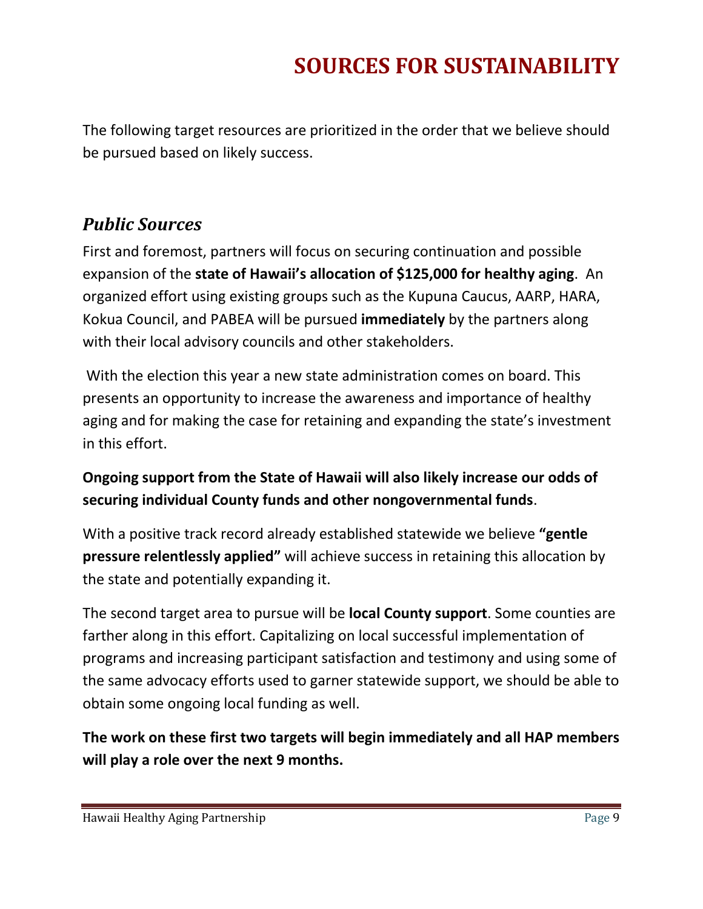# SOURCES FOR SUSTAINABILITY

The following target resources are prioritized in the order that we believe should be pursued based on likely success.

## *Public Sources*

First and foremost, partners will focus on securing continuation and possible expansion of the **state of Hawaii's allocation of $125,000 for healthy aging**. An organized effort using existing groups such as the Kupuna Caucus, AARP, HARA, Kokua Council, and PABEA will be pursued **immediately** by the partners along with their local advisory councils and other stakeholders.

With the election this year a new state administration comes on board. This presents an opportunity to increase the awareness and importance of healthy aging and for making the case for retaining and expanding the state's investment in this effort.

**Ongoing support from the State of Hawaii will also likely increase our odds of securing individual County funds and other nongovernmental funds**.

With a positive track record already established statewide we believe **"gentle pressure relentlessly applied"** will achieve success in retaining this allocation by the state and potentially expanding it.

The second target area to pursue will be **local County support**. Some counties are farther along in this effort. Capitalizing on local successful implementation of programs and increasing participant satisfaction and testimony and using some of the same advocacy efforts used to garner statewide support, we should be able to obtain some ongoing local funding as well.

**The work on these first two targets will begin immediately and all HAP members will play a role over the next 9 months.**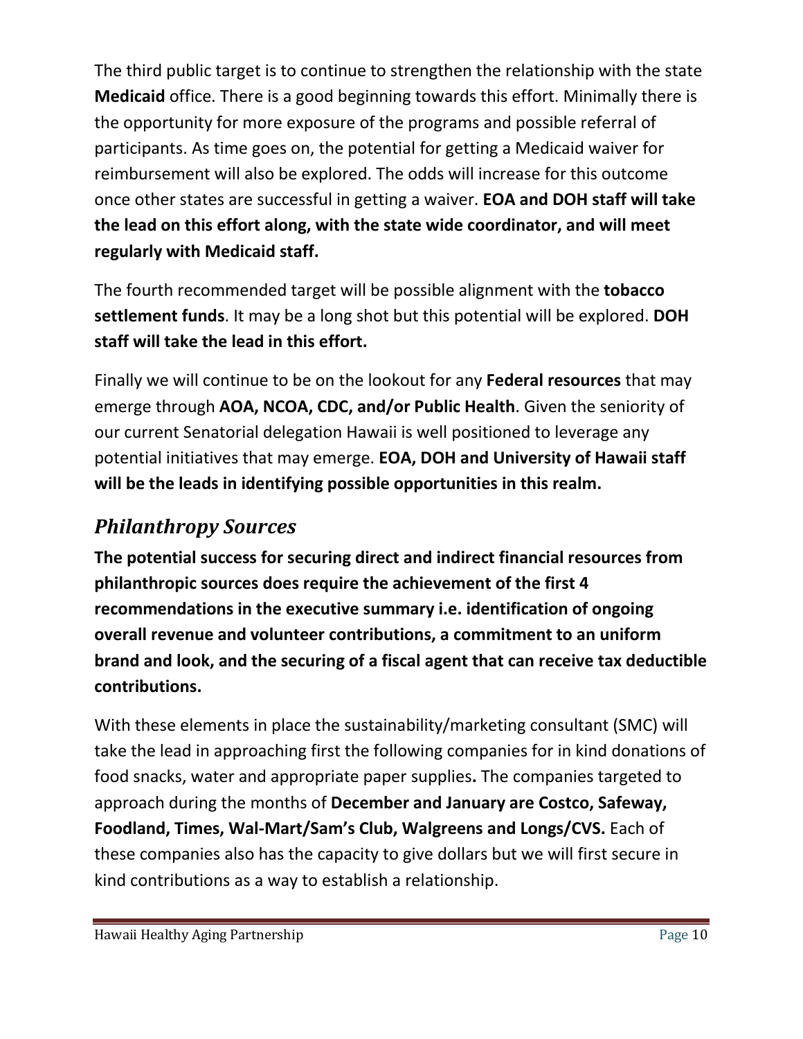The third public target is to continue to strengthen the relationship with the state **Medicaid** office. There is a good beginning towards this effort. Minimally there is the opportunity for more exposure of the programs and possible referral of participants. As time goes on, the potential for getting a Medicaid waiver for reimbursement will also be explored. The odds will increase for this outcome once other states are successful in getting a waiver. **EOA and DOH staff will take the lead on this effort along, with the state wide coordinator, and will meet regularly with Medicaid staff.**

The fourth recommended target will be possible alignment with the **tobacco settlement funds**. It may be a long shot but this potential will be explored. **DOH staff will take the lead in this effort.**

Finally we will continue to be on the lookout for any **Federal resources** that may emerge through **AOA, NCOA, CDC, and/or Public Health**. Given the seniority of our current Senatorial delegation Hawaii is well positioned to leverage any potential initiatives that may emerge. **EOA, DOH and University of Hawaii staff will be the leads in identifying possible opportunities in this realm.**

## *Philanthropy Sources*

**The potential success for securing direct and indirect financial resources from philanthropic sources does require the achievement of the first 4 recommendations in the executive summary i.e. identification of ongoing overall revenue and volunteer contributions, a commitment to an uniform brand and look, and the securing of a fiscal agent that can receive tax deductible contributions.**

With these elements in place the sustainability/marketing consultant (SMC) will take the lead in approaching first the following companies for in kind donations of food snacks, water and appropriate paper supplies**.** The companies targeted to approach during the months of **December and January are Costco, Safeway, Foodland, Times, Wal-Mart/Sam's Club, Walgreens and Longs/CVS.** Each of these companies also has the capacity to give dollars but we will first secure in kind contributions as a way to establish a relationship.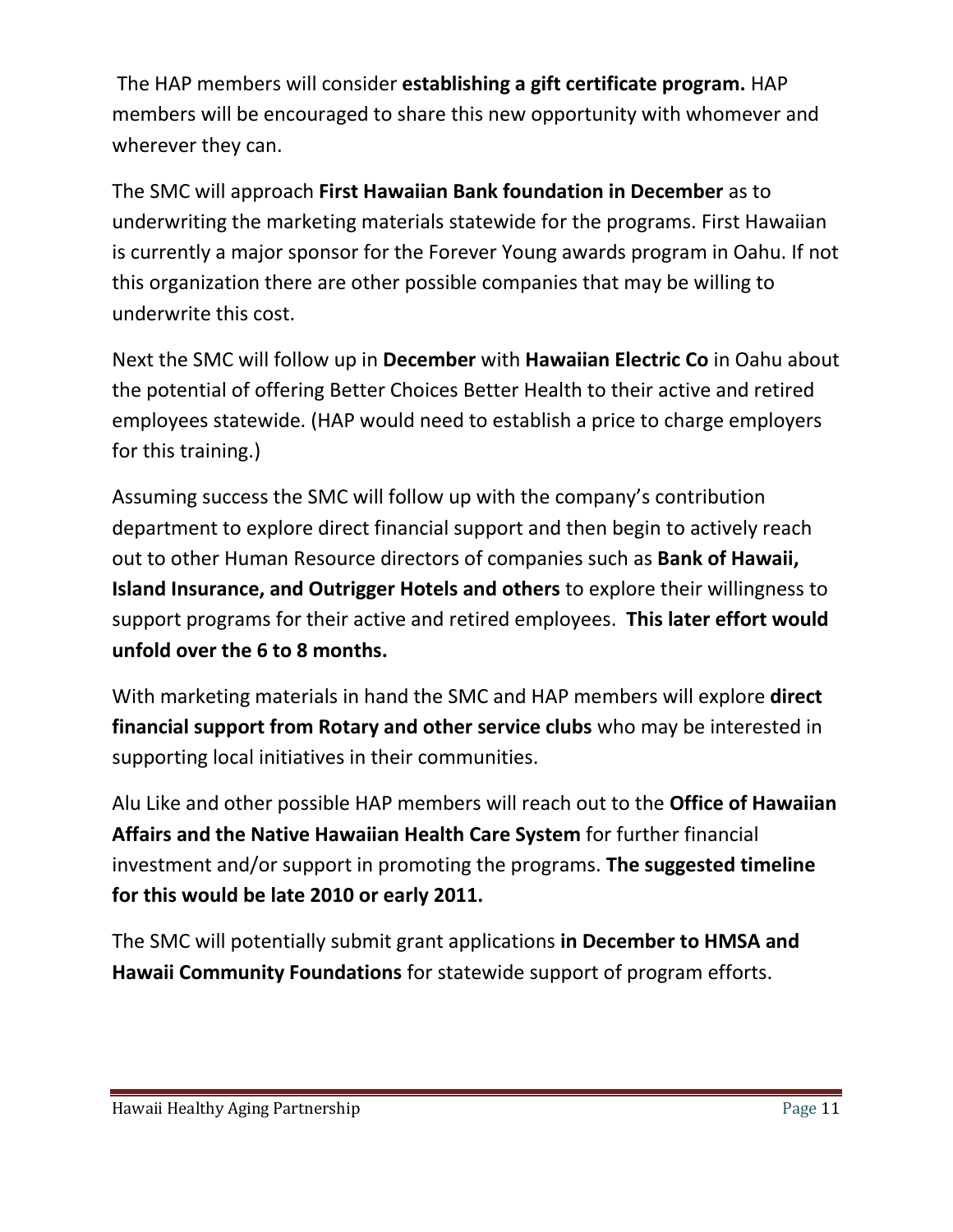The HAP members will consider **establishing a gift certificate program.** HAP members will be encouraged to share this new opportunity with whomever and wherever they can.

The SMC will approach **First Hawaiian Bank foundation in December** as to underwriting the marketing materials statewide for the programs. First Hawaiian is currently a major sponsor for the Forever Young awards program in Oahu. If not this organization there are other possible companies that may be willing to underwrite this cost.

Next the SMC will follow up in **December** with **Hawaiian Electric Co** in Oahu about the potential of offering Better Choices Better Health to their active and retired employees statewide. (HAP would need to establish a price to charge employers for this training.)

Assuming success the SMC will follow up with the company's contribution department to explore direct financial support and then begin to actively reach out to other Human Resource directors of companies such as **Bank of Hawaii, Island Insurance, and Outrigger Hotels and others** to explore their willingness to support programs for their active and retired employees. **This later effort would unfold over the 6 to 8 months.**

With marketing materials in hand the SMC and HAP members will explore **direct financial support from Rotary and other service clubs** who may be interested in supporting local initiatives in their communities.

Alu Like and other possible HAP members will reach out to the **Office of Hawaiian Affairs and the Native Hawaiian Health Care System** for further financial investment and/or support in promoting the programs. **The suggested timeline for this would be late 2010 or early 2011.**

The SMC will potentially submit grant applications **in December to HMSA and Hawaii Community Foundations** for statewide support of program efforts.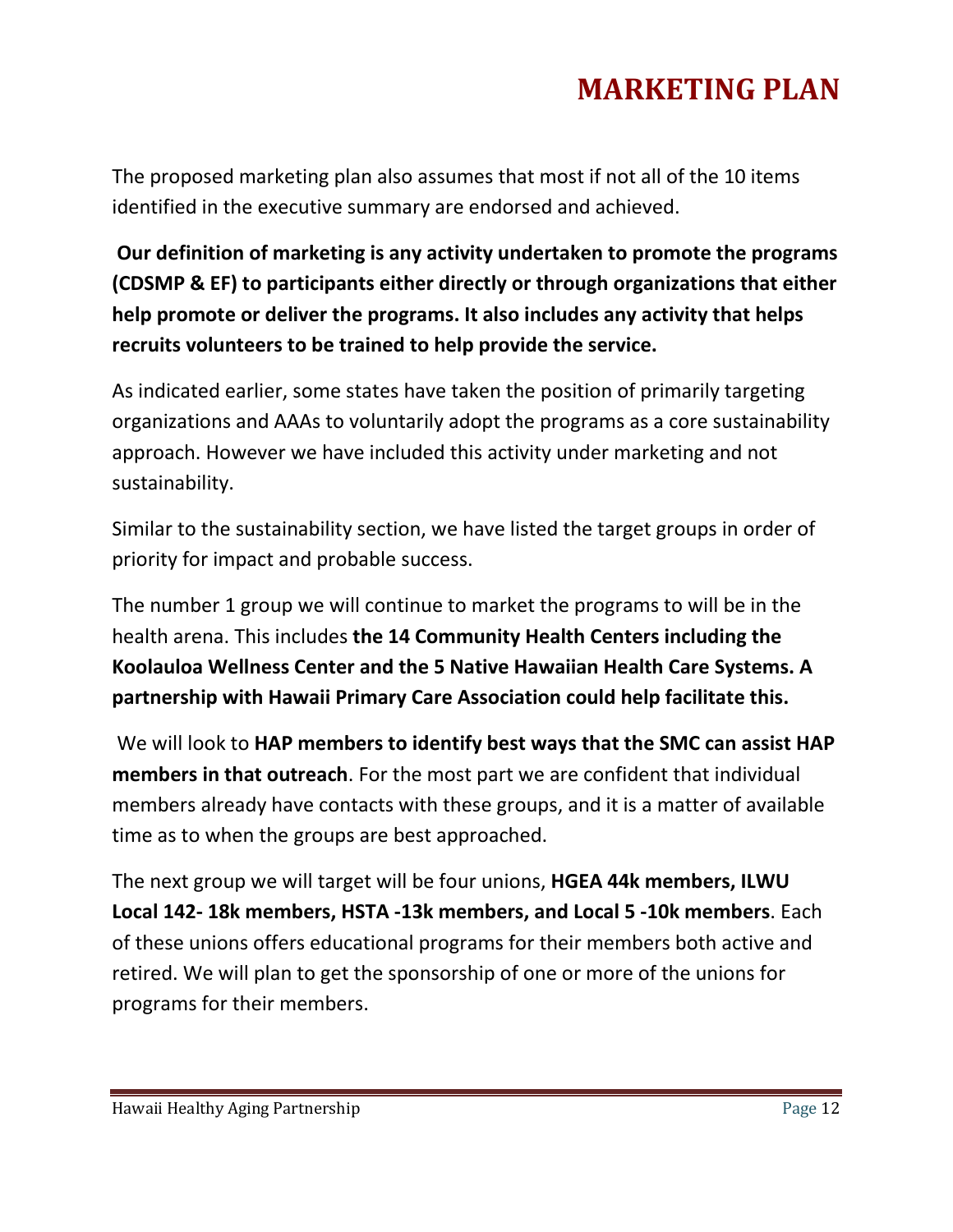# MARKETING PLAN

The proposed marketing plan also assumes that most if not all of the 10 items identified in the executive summary are endorsed and achieved.

**Our definition of marketing is any activity undertaken to promote the programs (CDSMP & EF) to participants either directly or through organizations that either help promote or deliver the programs. It also includes any activity that helps recruits volunteers to be trained to help provide the service.**

As indicated earlier, some states have taken the position of primarily targeting organizations and AAAs to voluntarily adopt the programs as a core sustainability approach. However we have included this activity under marketing and not sustainability.

Similar to the sustainability section, we have listed the target groups in order of priority for impact and probable success.

The number 1 group we will continue to market the programs to will be in the health arena. This includes **the 14 Community Health Centers including the Koolauloa Wellness Center and the 5 Native Hawaiian Health Care Systems. A partnership with Hawaii Primary Care Association could help facilitate this.**

We will look to **HAP members to identify best ways that the SMC can assist HAP members in that outreach**. For the most part we are confident that individual members already have contacts with these groups, and it is a matter of available time as to when the groups are best approached.

The next group we will target will be four unions, **HGEA 44k members, ILWU Local 142- 18k members, HSTA -13k members, and Local 5 -10k members**. Each of these unions offers educational programs for their members both active and retired. We will plan to get the sponsorship of one or more of the unions for programs for their members.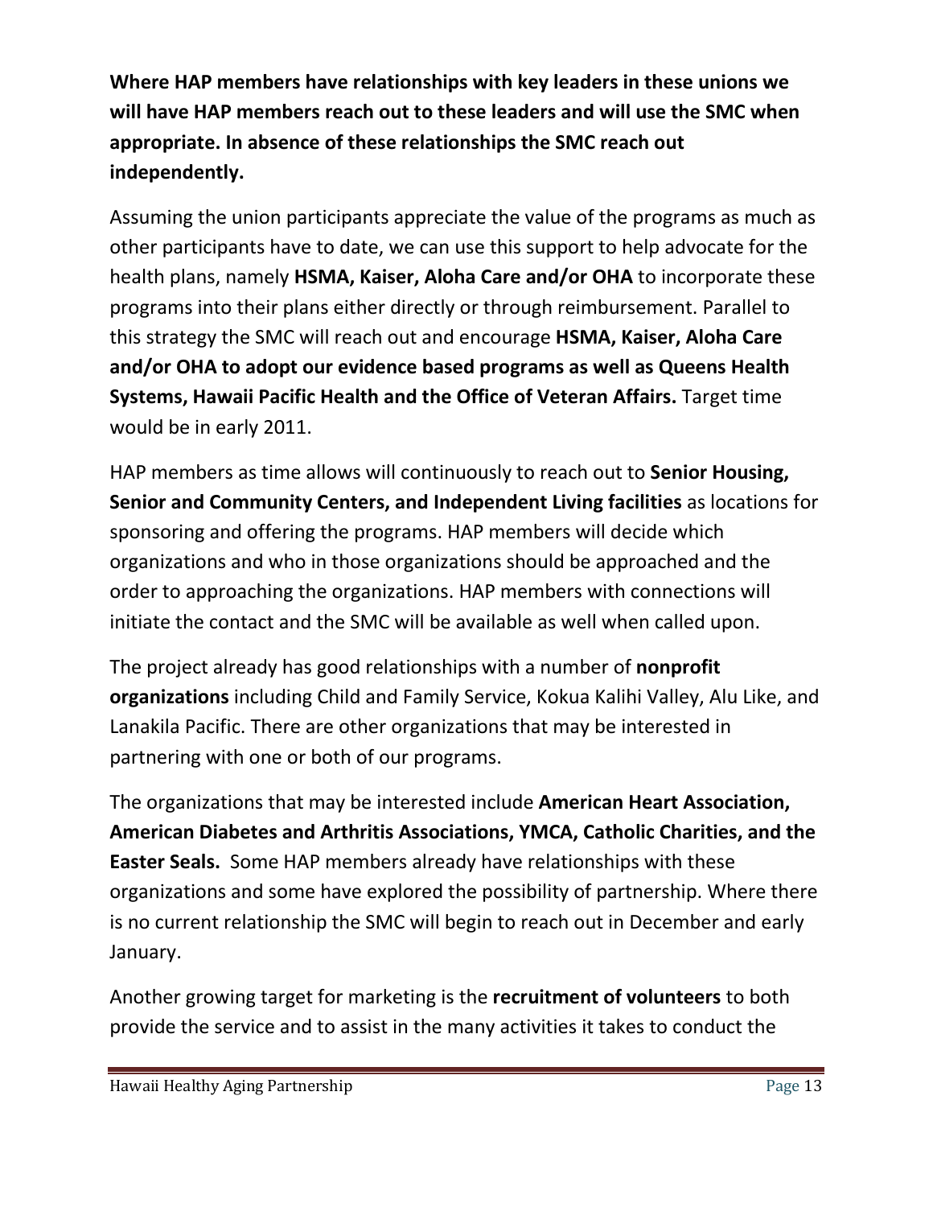**Where HAP members have relationships with key leaders in these unions we will have HAP members reach out to these leaders and will use the SMC when appropriate. In absence of these relationships the SMC reach out independently.**

Assuming the union participants appreciate the value of the programs as much as other participants have to date, we can use this support to help advocate for the health plans, namely **HSMA, Kaiser, Aloha Care and/or OHA** to incorporate these programs into their plans either directly or through reimbursement. Parallel to this strategy the SMC will reach out and encourage **HSMA, Kaiser, Aloha Care and/or OHA to adopt our evidence based programs as well as Queens Health Systems, Hawaii Pacific Health and the Office of Veteran Affairs.** Target time would be in early 2011.

HAP members as time allows will continuously to reach out to **Senior Housing, Senior and Community Centers, and Independent Living facilities** as locations for sponsoring and offering the programs. HAP members will decide which organizations and who in those organizations should be approached and the order to approaching the organizations. HAP members with connections will initiate the contact and the SMC will be available as well when called upon.

The project already has good relationships with a number of **nonprofit organizations** including Child and Family Service, Kokua Kalihi Valley, Alu Like, and Lanakila Pacific. There are other organizations that may be interested in partnering with one or both of our programs.

The organizations that may be interested include **American Heart Association, American Diabetes and Arthritis Associations, YMCA, Catholic Charities, and the Easter Seals.** Some HAP members already have relationships with these organizations and some have explored the possibility of partnership. Where there is no current relationship the SMC will begin to reach out in December and early January.

Another growing target for marketing is the **recruitment of volunteers** to both provide the service and to assist in the many activities it takes to conduct the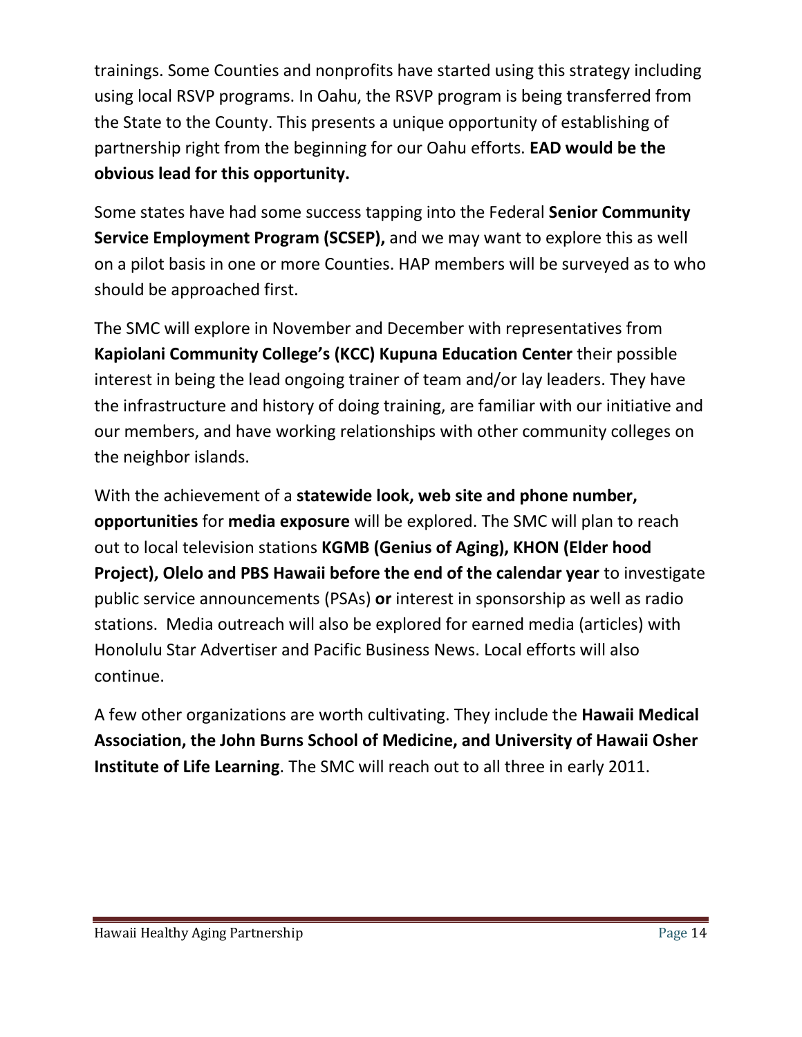trainings. Some Counties and nonprofits have started using this strategy including using local RSVP programs. In Oahu, the RSVP program is being transferred from the State to the County. This presents a unique opportunity of establishing of partnership right from the beginning for our Oahu efforts. **EAD would be the obvious lead for this opportunity.**

Some states have had some success tapping into the Federal **Senior Community Service Employment Program (SCSEP),** and we may want to explore this as well on a pilot basis in one or more Counties. HAP members will be surveyed as to who should be approached first.

The SMC will explore in November and December with representatives from **Kapiolani Community College's (KCC) Kupuna Education Center** their possible interest in being the lead ongoing trainer of team and/or lay leaders. They have the infrastructure and history of doing training, are familiar with our initiative and our members, and have working relationships with other community colleges on the neighbor islands.

With the achievement of a **statewide look, web site and phone number, opportunities** for **media exposure** will be explored. The SMC will plan to reach out to local television stations **KGMB (Genius of Aging), KHON (Elder hood Project), Olelo and PBS Hawaii before the end of the calendar year** to investigate public service announcements (PSAs) **or** interest in sponsorship as well as radio stations. Media outreach will also be explored for earned media (articles) with Honolulu Star Advertiser and Pacific Business News. Local efforts will also continue.

A few other organizations are worth cultivating. They include the **Hawaii Medical Association, the John Burns School of Medicine, and University of Hawaii Osher Institute of Life Learning**. The SMC will reach out to all three in early 2011.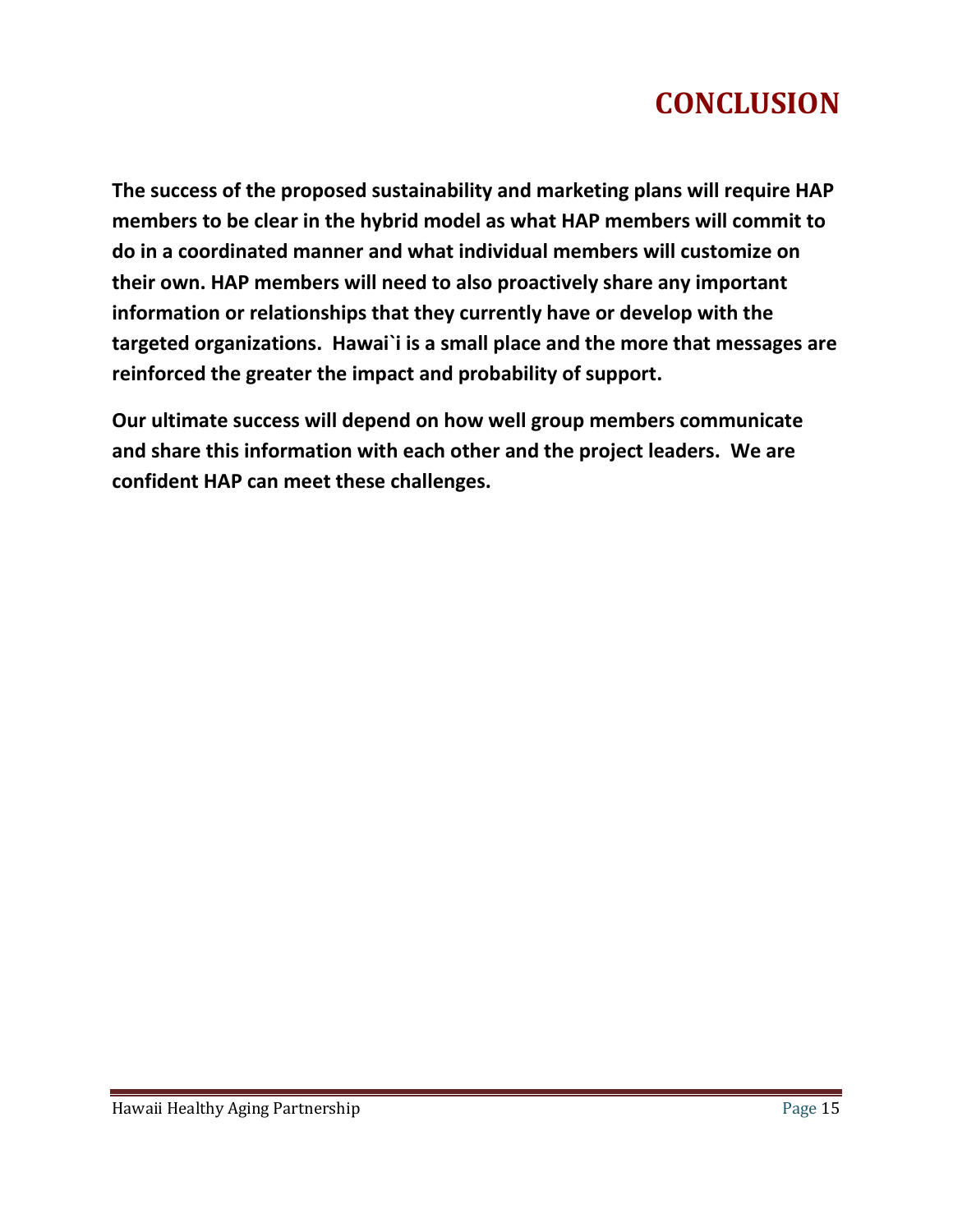# CONCLUSION

**The success of the proposed sustainability and marketing plans will require HAP members to be clear in the hybrid model as what HAP members will commit to do in a coordinated manner and what individual members will customize on their own. HAP members will need to also proactively share any important information or relationships that they currently have or develop with the targeted organizations. Hawai`i is a small place and the more that messages are reinforced the greater the impact and probability of support.**

**Our ultimate success will depend on how well group members communicate and share this information with each other and the project leaders. We are confident HAP can meet these challenges.**